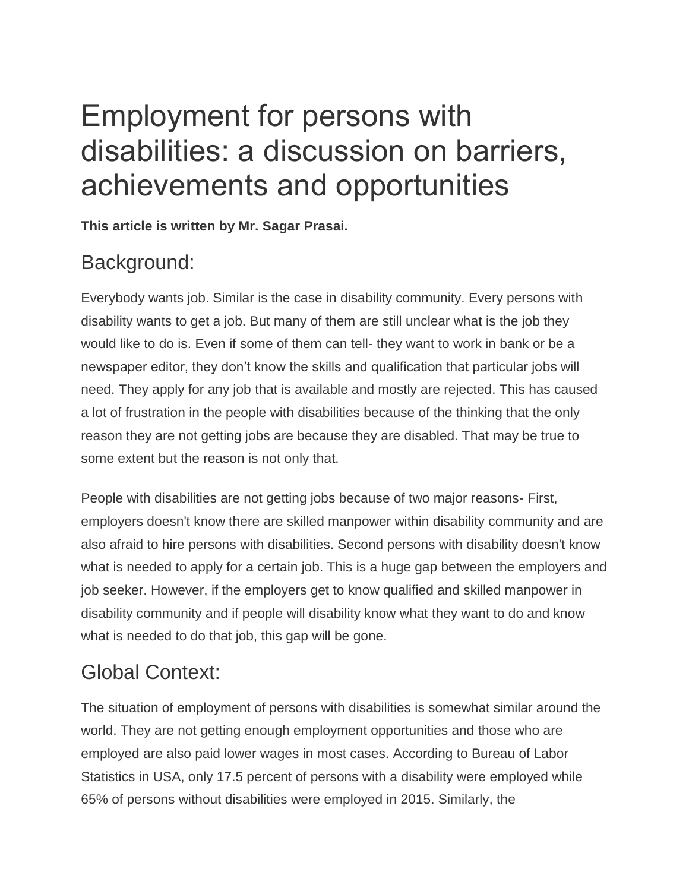# Employment for persons with disabilities: a discussion on barriers, achievements and opportunities

**This article is written by Mr. Sagar Prasai.**

## Background:

Everybody wants job. Similar is the case in disability community. Every persons with disability wants to get a job. But many of them are still unclear what is the job they would like to do is. Even if some of them can tell- they want to work in bank or be a newspaper editor, they don't know the skills and qualification that particular jobs will need. They apply for any job that is available and mostly are rejected. This has caused a lot of frustration in the people with disabilities because of the thinking that the only reason they are not getting jobs are because they are disabled. That may be true to some extent but the reason is not only that.

People with disabilities are not getting jobs because of two major reasons- First, employers doesn't know there are skilled manpower within disability community and are also afraid to hire persons with disabilities. Second persons with disability doesn't know what is needed to apply for a certain job. This is a huge gap between the employers and job seeker. However, if the employers get to know qualified and skilled manpower in disability community and if people will disability know what they want to do and know what is needed to do that job, this gap will be gone.

## Global Context:

The situation of employment of persons with disabilities is somewhat similar around the world. They are not getting enough employment opportunities and those who are employed are also paid lower wages in most cases. According to Bureau of Labor Statistics in USA, only 17.5 percent of persons with a disability were employed while 65% of persons without disabilities were employed in 2015. Similarly, the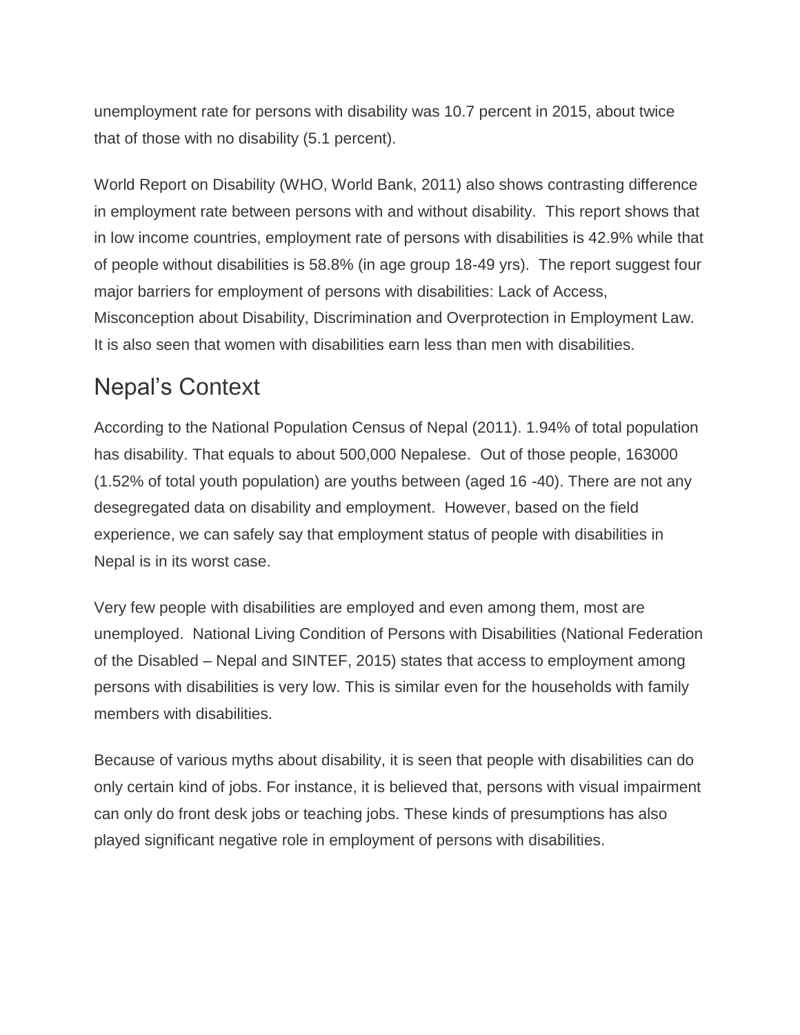unemployment rate for persons with disability was 10.7 percent in 2015, about twice that of those with no disability (5.1 percent).

World Report on Disability (WHO, World Bank, 2011) also shows contrasting difference in employment rate between persons with and without disability. This report shows that in low income countries, employment rate of persons with disabilities is 42.9% while that of people without disabilities is 58.8% (in age group 18-49 yrs). The report suggest four major barriers for employment of persons with disabilities: Lack of Access, Misconception about Disability, Discrimination and Overprotection in Employment Law. It is also seen that women with disabilities earn less than men with disabilities.

## Nepal's Context

According to the National Population Census of Nepal (2011). 1.94% of total population has disability. That equals to about 500,000 Nepalese. Out of those people, 163000 (1.52% of total youth population) are youths between (aged 16 -40). There are not any desegregated data on disability and employment. However, based on the field experience, we can safely say that employment status of people with disabilities in Nepal is in its worst case.

Very few people with disabilities are employed and even among them, most are unemployed. National Living Condition of Persons with Disabilities (National Federation of the Disabled – Nepal and SINTEF, 2015) states that access to employment among persons with disabilities is very low. This is similar even for the households with family members with disabilities.

Because of various myths about disability, it is seen that people with disabilities can do only certain kind of jobs. For instance, it is believed that, persons with visual impairment can only do front desk jobs or teaching jobs. These kinds of presumptions has also played significant negative role in employment of persons with disabilities.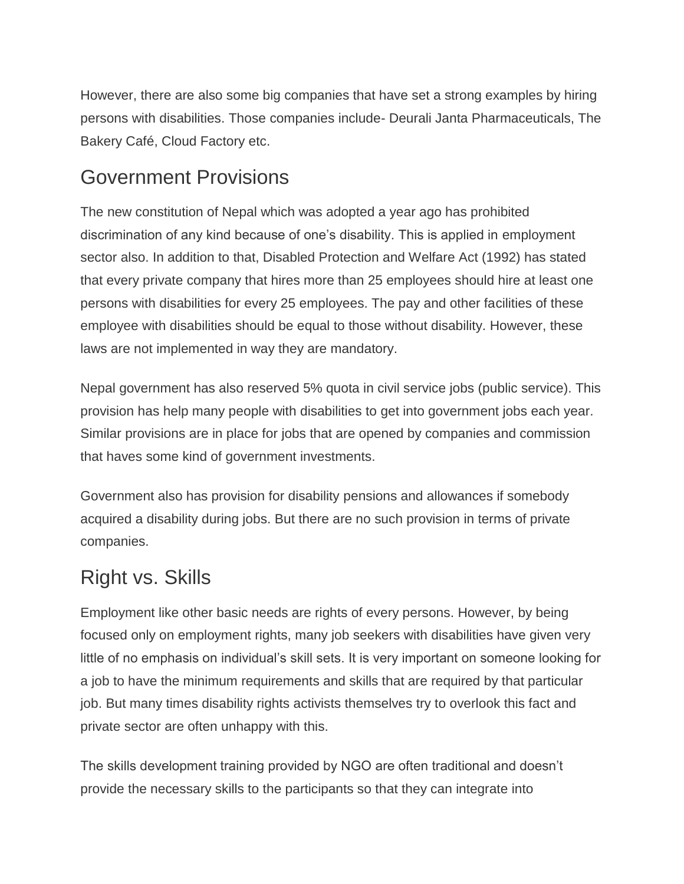However, there are also some big companies that have set a strong examples by hiring persons with disabilities. Those companies include- Deurali Janta Pharmaceuticals, The Bakery Café, Cloud Factory etc.

## Government Provisions

The new constitution of Nepal which was adopted a year ago has prohibited discrimination of any kind because of one's disability. This is applied in employment sector also. In addition to that, Disabled Protection and Welfare Act (1992) has stated that every private company that hires more than 25 employees should hire at least one persons with disabilities for every 25 employees. The pay and other facilities of these employee with disabilities should be equal to those without disability. However, these laws are not implemented in way they are mandatory.

Nepal government has also reserved 5% quota in civil service jobs (public service). This provision has help many people with disabilities to get into government jobs each year. Similar provisions are in place for jobs that are opened by companies and commission that haves some kind of government investments.

Government also has provision for disability pensions and allowances if somebody acquired a disability during jobs. But there are no such provision in terms of private companies.

## Right vs. Skills

Employment like other basic needs are rights of every persons. However, by being focused only on employment rights, many job seekers with disabilities have given very little of no emphasis on individual's skill sets. It is very important on someone looking for a job to have the minimum requirements and skills that are required by that particular job. But many times disability rights activists themselves try to overlook this fact and private sector are often unhappy with this.

The skills development training provided by NGO are often traditional and doesn't provide the necessary skills to the participants so that they can integrate into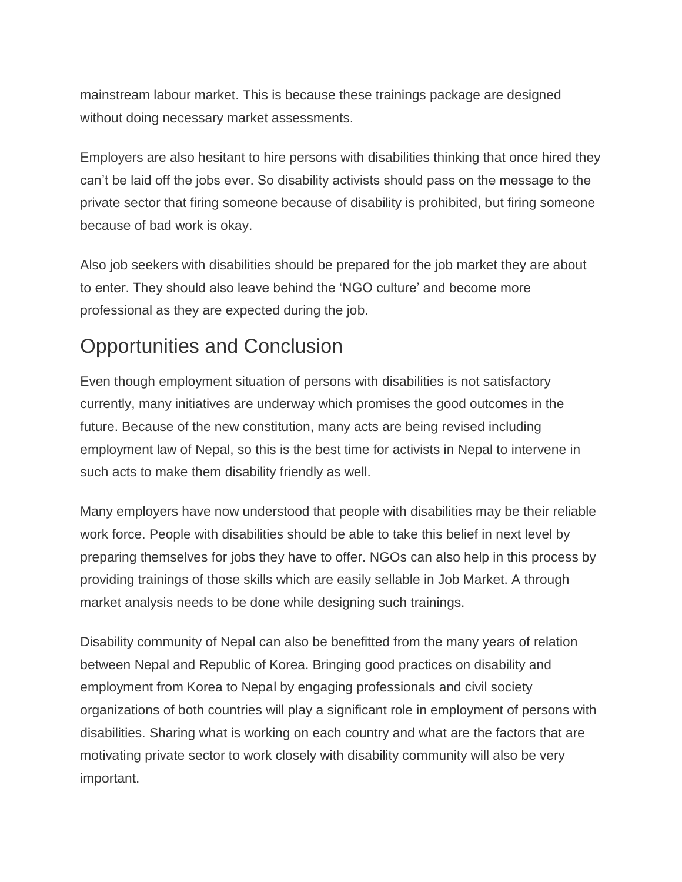mainstream labour market. This is because these trainings package are designed without doing necessary market assessments.

Employers are also hesitant to hire persons with disabilities thinking that once hired they can't be laid off the jobs ever. So disability activists should pass on the message to the private sector that firing someone because of disability is prohibited, but firing someone because of bad work is okay.

Also job seekers with disabilities should be prepared for the job market they are about to enter. They should also leave behind the 'NGO culture' and become more professional as they are expected during the job.

## Opportunities and Conclusion

Even though employment situation of persons with disabilities is not satisfactory currently, many initiatives are underway which promises the good outcomes in the future. Because of the new constitution, many acts are being revised including employment law of Nepal, so this is the best time for activists in Nepal to intervene in such acts to make them disability friendly as well.

Many employers have now understood that people with disabilities may be their reliable work force. People with disabilities should be able to take this belief in next level by preparing themselves for jobs they have to offer. NGOs can also help in this process by providing trainings of those skills which are easily sellable in Job Market. A through market analysis needs to be done while designing such trainings.

Disability community of Nepal can also be benefitted from the many years of relation between Nepal and Republic of Korea. Bringing good practices on disability and employment from Korea to Nepal by engaging professionals and civil society organizations of both countries will play a significant role in employment of persons with disabilities. Sharing what is working on each country and what are the factors that are motivating private sector to work closely with disability community will also be very important.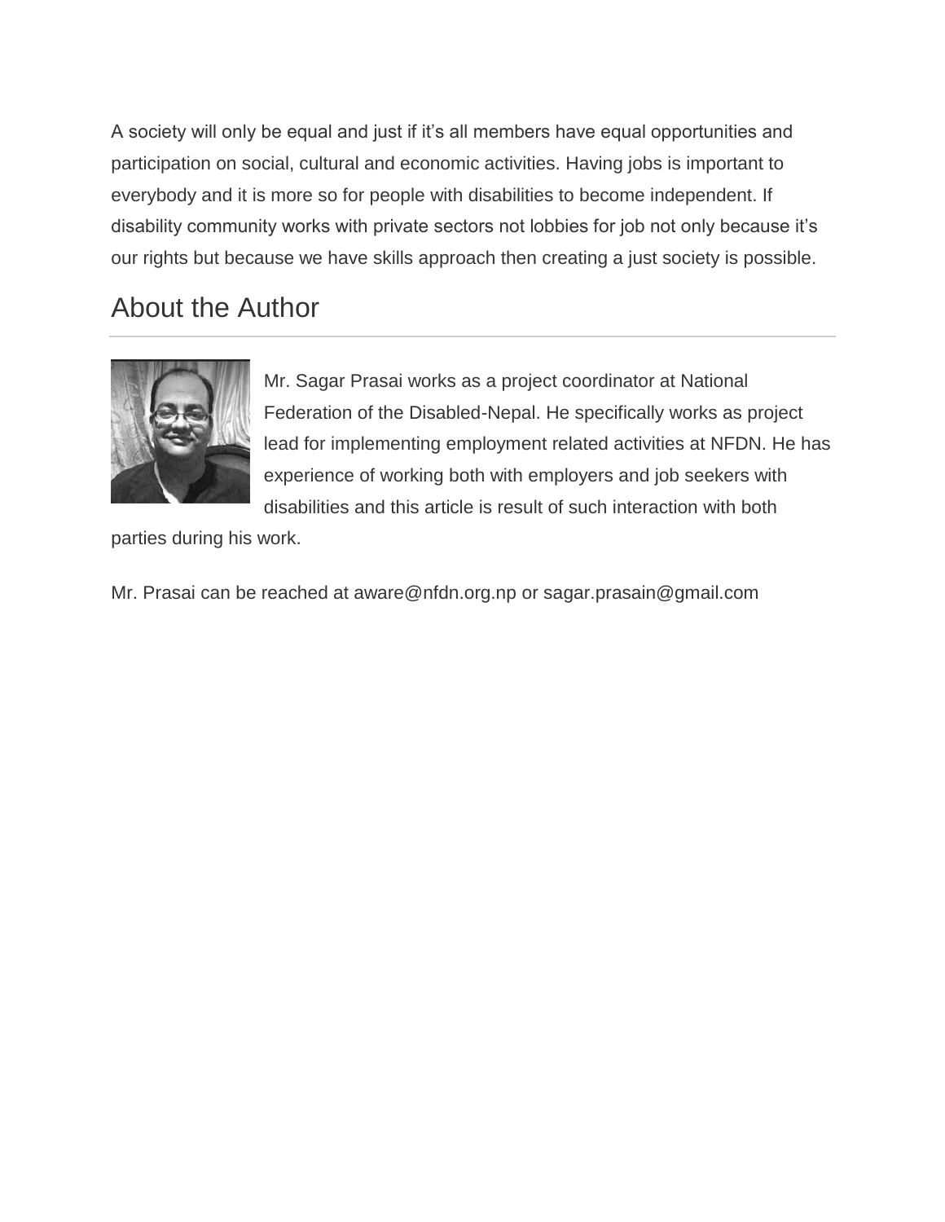A society will only be equal and just if it's all members have equal opportunities and participation on social, cultural and economic activities. Having jobs is important to everybody and it is more so for people with disabilities to become independent. If disability community works with private sectors not lobbies for job not only because it's our rights but because we have skills approach then creating a just society is possible.

## About the Author

Mr. Sagar Prasai works as a project coordinator at National Federation of the Disabled-Nepal. He specifically works as project lead for implementing employment related activities at NFDN. He has experience of working both with employers and job seekers with disabilities and this article is result of such interaction with both parties during his work.

Mr. Prasai can be reached at aware@nfdn.org.np or sagar.prasain@gmail.com